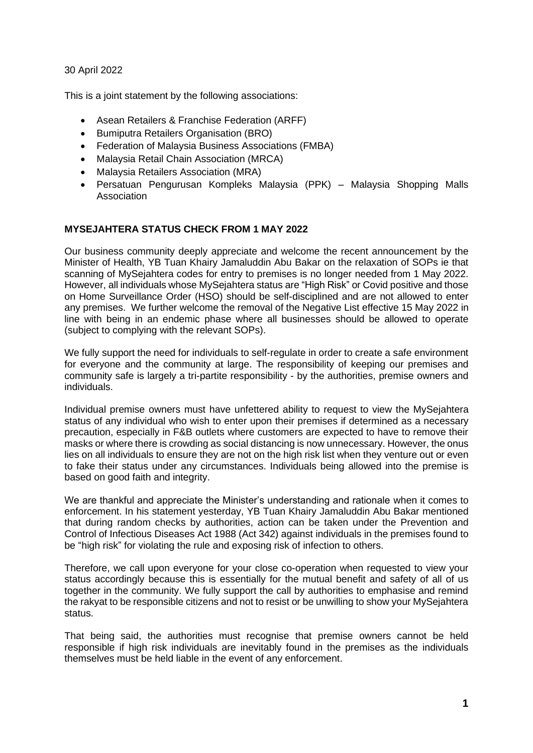30 April 2022

This is a joint statement by the following associations:

- Asean Retailers & Franchise Federation (ARFF)
- Bumiputra Retailers Organisation (BRO)
- Federation of Malaysia Business Associations (FMBA)
- Malaysia Retail Chain Association (MRCA)
- Malaysia Retailers Association (MRA)
- Persatuan Pengurusan Kompleks Malaysia (PPK) – Malaysia Shopping Malls Association

**MYSEJAHTERA STATUS CHECK FROM 1 MAY 2022**

Our business community deeply appreciate and welcome the recent announcement by the Minister of Health, YB Tuan Khairy Jamaluddin Abu Bakar on the relaxation of SOPs ie that scanning of MySejahtera codes for entry to premises is no longer needed from 1 May 2022. However, all individuals whose MySejahtera status are "High Risk" or Covid positive and those on Home Surveillance Order (HSO) should be self-disciplined and are not allowed to enter any premises. We further welcome the removal of the Negative List effective 15 May 2022 in line with being in an endemic phase where all businesses should be allowed to operate (subject to complying with the relevant SOPs).

We fully support the need for individuals to self-regulate in order to create a safe environment for everyone and the community at large. The responsibility of keeping our premises and community safe is largely a tri-partite responsibility - by the authorities, premise owners and individuals.

Individual premise owners must have unfettered ability to request to view the MySejahtera status of any individual who wish to enter upon their premises if determined as a necessary precaution, especially in F&B outlets where customers are expected to have to remove their masks or where there is crowding as social distancing is now unnecessary. However, the onus lies on all individuals to ensure they are not on the high risk list when they venture out or even to fake their status under any circumstances. Individuals being allowed into the premise is based on good faith and integrity.

We are thankful and appreciate the Minister's understanding and rationale when it comes to enforcement. In his statement yesterday, YB Tuan Khairy Jamaluddin Abu Bakar mentioned that during random checks by authorities, action can be taken under the Prevention and Control of Infectious Diseases Act 1988 (Act 342) against individuals in the premises found to be "high risk" for violating the rule and exposing risk of infection to others.

Therefore, we call upon everyone for your close co-operation when requested to view your status accordingly because this is essentially for the mutual benefit and safety of all of us together in the community. We fully support the call by authorities to emphasise and remind the rakyat to be responsible citizens and not to resist or be unwilling to show your MySejahtera status.

That being said, the authorities must recognise that premise owners cannot be held responsible if high risk individuals are inevitably found in the premises as the individuals themselves must be held liable in the event of any enforcement.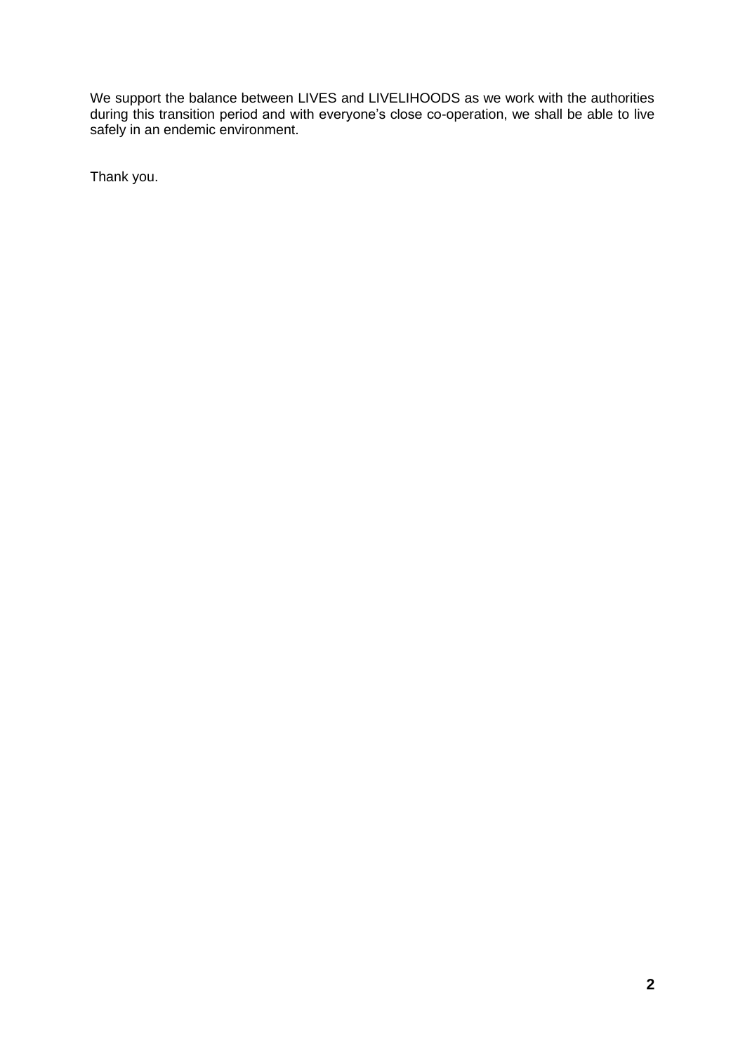We support the balance between LIVES and LIVELIHOODS as we work with the authorities during this transition period and with everyone's close co-operation, we shall be able to live safely in an endemic environment.

Thank you.